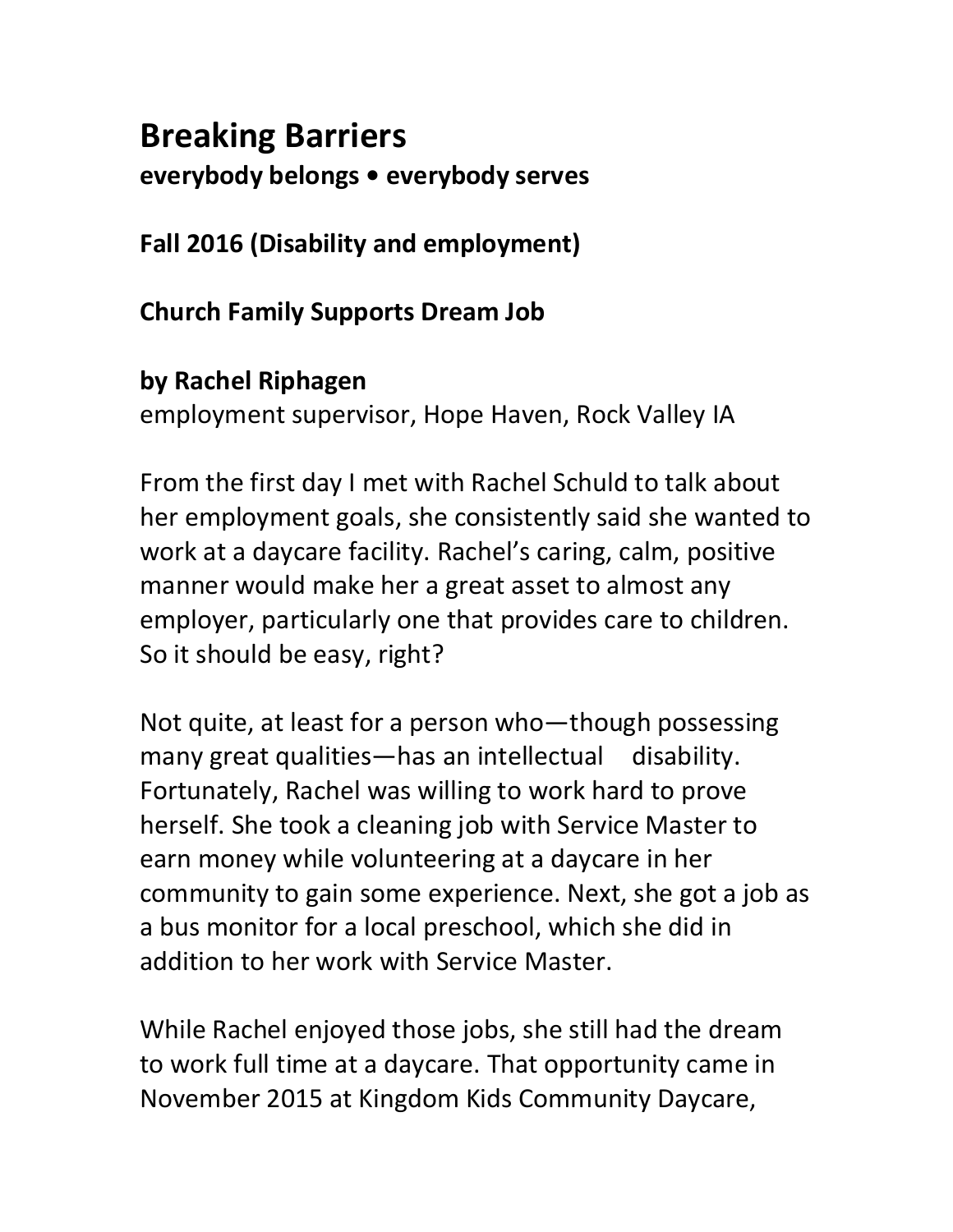# Breaking Barriers

**everybody belongs • everybody serves**

**Fall 2016 (Disability and employment)**

## Church Family Supports Dream Job

**by Rachel Riphagen**
employment supervisor, Hope Haven, Rock Valley IA

From the first day I met with Rachel Schuld to talk about her employment goals, she consistently said she wanted to work at a daycare facility. Rachel's caring, calm, positive manner would make her a great asset to almost any employer, particularly one that provides care to children. So it should be easy, right?

Not quite, at least for a person who—though possessing many great qualities—has an intellectual disability. Fortunately, Rachel was willing to work hard to prove herself. She took a cleaning job with Service Master to earn money while volunteering at a daycare in her community to gain some experience. Next, she got a job as a bus monitor for a local preschool, which she did in addition to her work with Service Master.

While Rachel enjoyed those jobs, she still had the dream to work full time at a daycare. That opportunity came in November 2015 at Kingdom Kids Community Daycare,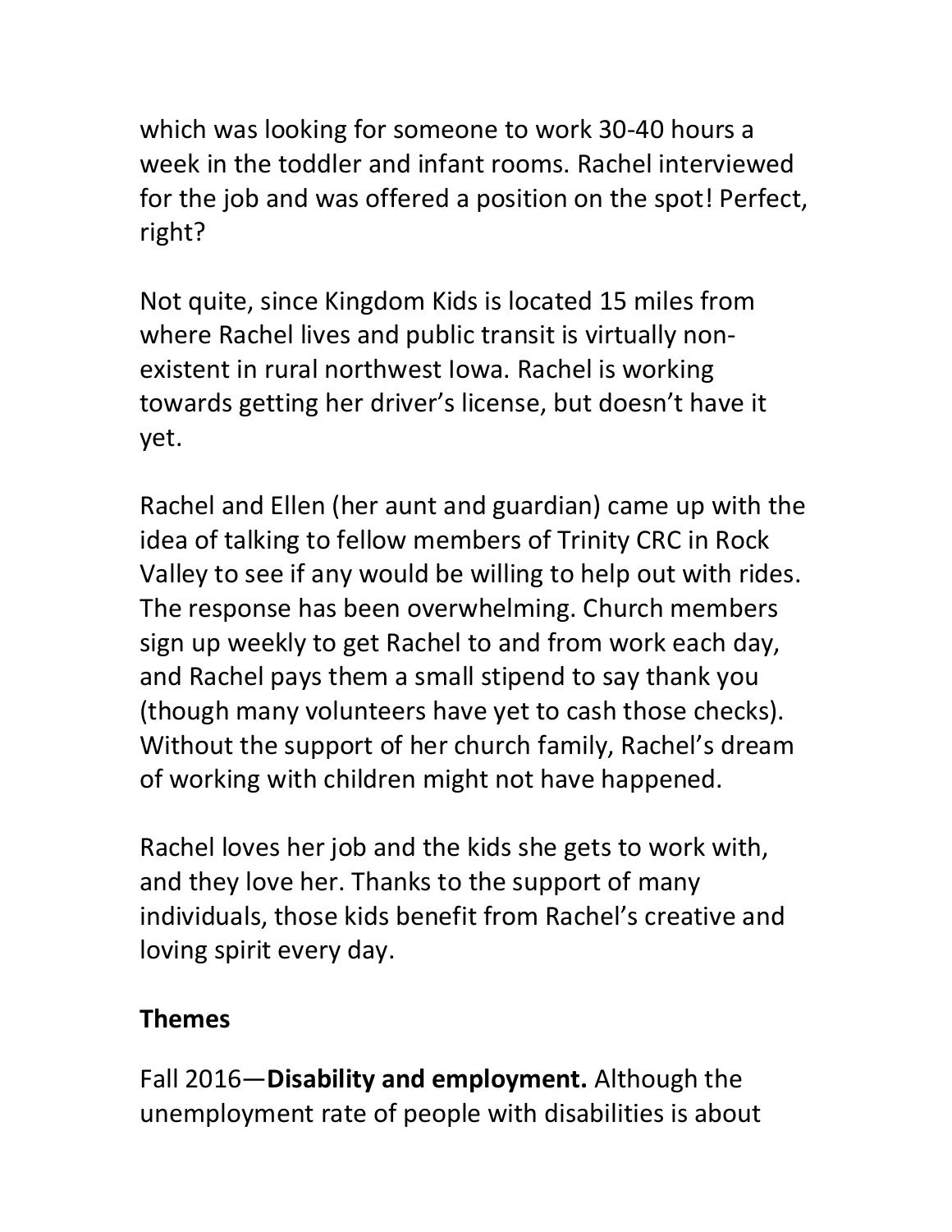which was looking for someone to work 30-40 hours a week in the toddler and infant rooms. Rachel interviewed for the job and was offered a position on the spot! Perfect, right?

Not quite, since Kingdom Kids is located 15 miles from where Rachel lives and public transit is virtually non-existent in rural northwest Iowa. Rachel is working towards getting her driver's license, but doesn't have it yet.

Rachel and Ellen (her aunt and guardian) came up with the idea of talking to fellow members of Trinity CRC in Rock Valley to see if any would be willing to help out with rides. The response has been overwhelming. Church members sign up weekly to get Rachel to and from work each day, and Rachel pays them a small stipend to say thank you (though many volunteers have yet to cash those checks). Without the support of her church family, Rachel's dream of working with children might not have happened.

Rachel loves her job and the kids she gets to work with, and they love her. Thanks to the support of many individuals, those kids benefit from Rachel's creative and loving spirit every day.

## Themes

Fall 2016—**Disability and employment.** Although the unemployment rate of people with disabilities is about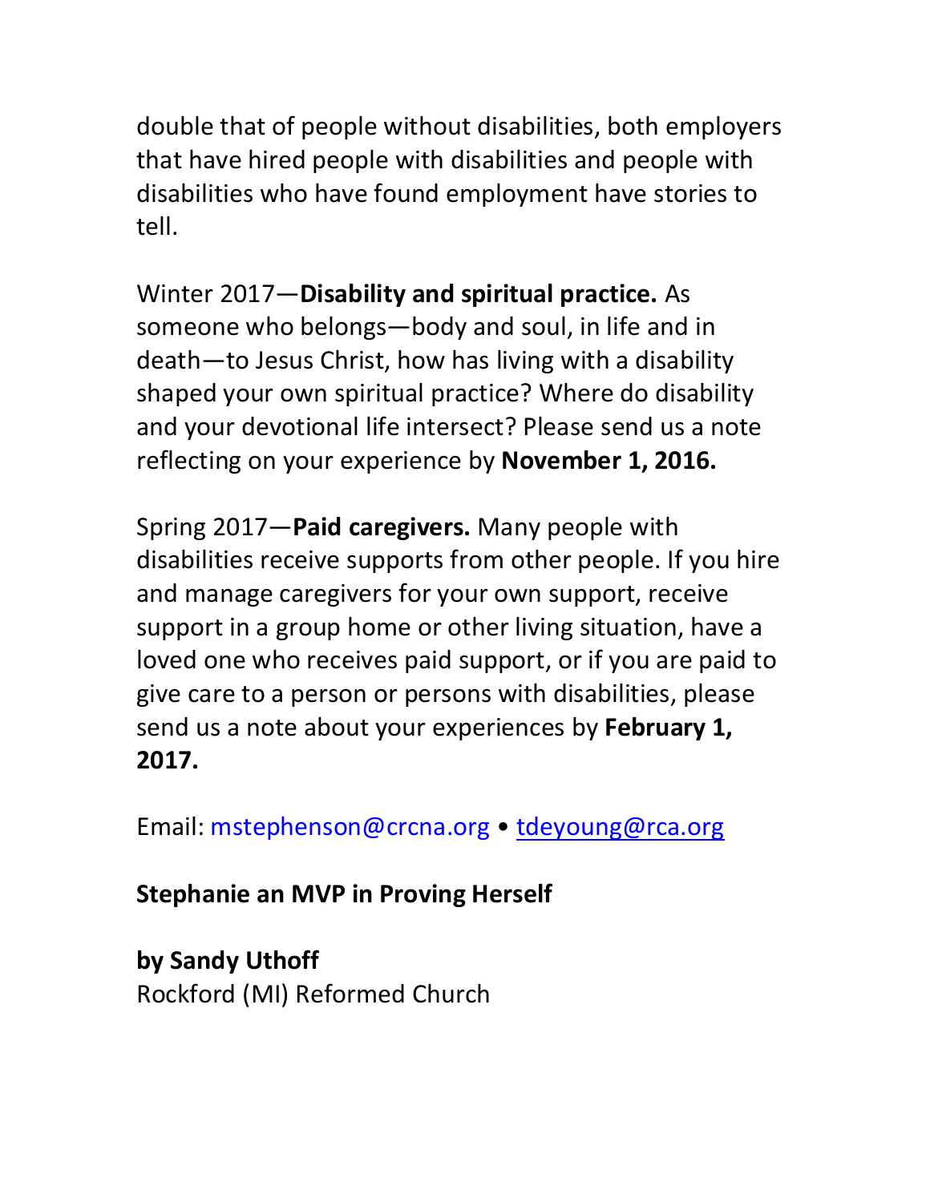double that of people without disabilities, both employers that have hired people with disabilities and people with disabilities who have found employment have stories to tell.

Winter 2017—**Disability and spiritual practice.** As someone who belongs—body and soul, in life and in death—to Jesus Christ, how has living with a disability shaped your own spiritual practice? Where do disability and your devotional life intersect? Please send us a note reflecting on your experience by **November 1, 2016.**

Spring 2017—**Paid caregivers.** Many people with disabilities receive supports from other people. If you hire and manage caregivers for your own support, receive support in a group home or other living situation, have a loved one who receives paid support, or if you are paid to give care to a person or persons with disabilities, please send us a note about your experiences by **February 1, 2017.**

Email: mstephenson@crcna.org • tdeyoung@rca.org

**Stephanie an MVP in Proving Herself**

**by Sandy Uthoff**
Rockford (MI) Reformed Church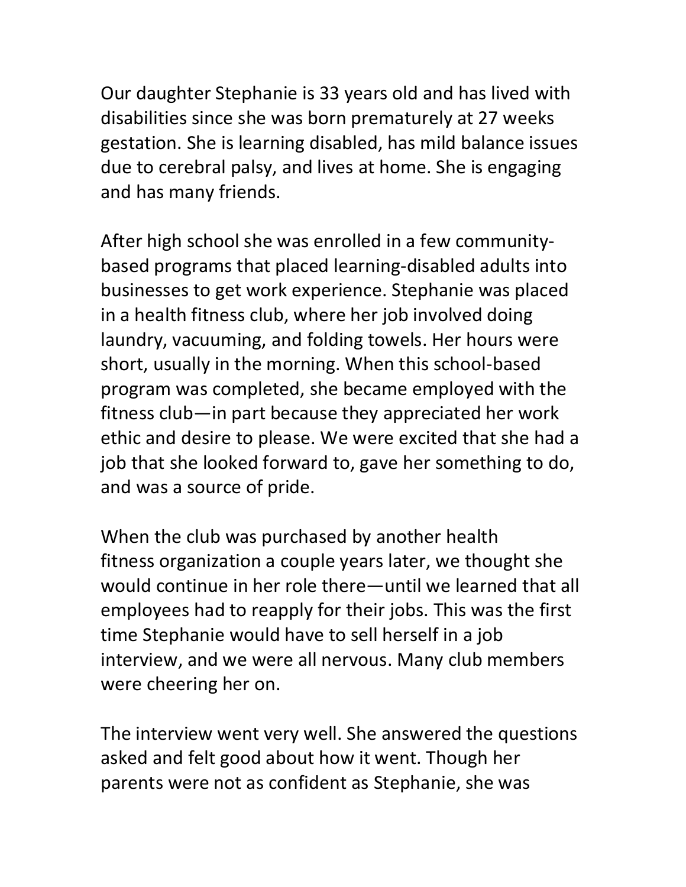Our daughter Stephanie is 33 years old and has lived with disabilities since she was born prematurely at 27 weeks gestation. She is learning disabled, has mild balance issues due to cerebral palsy, and lives at home. She is engaging and has many friends.

After high school she was enrolled in a few community-based programs that placed learning-disabled adults into businesses to get work experience. Stephanie was placed in a health fitness club, where her job involved doing laundry, vacuuming, and folding towels. Her hours were short, usually in the morning. When this school-based program was completed, she became employed with the fitness club—in part because they appreciated her work ethic and desire to please. We were excited that she had a job that she looked forward to, gave her something to do, and was a source of pride.

When the club was purchased by another health fitness organization a couple years later, we thought she would continue in her role there—until we learned that all employees had to reapply for their jobs. This was the first time Stephanie would have to sell herself in a job interview, and we were all nervous. Many club members were cheering her on.

The interview went very well. She answered the questions asked and felt good about how it went. Though her parents were not as confident as Stephanie, she was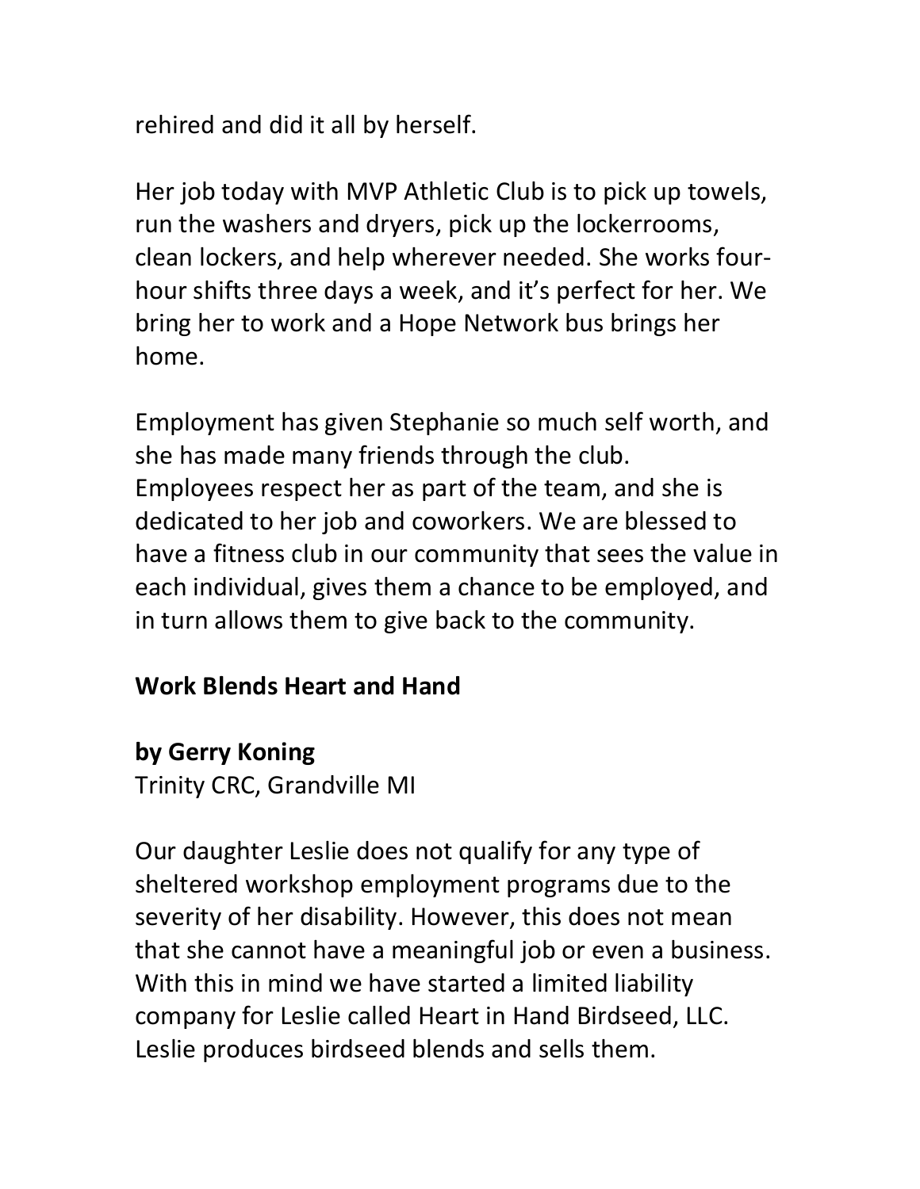rehired and did it all by herself.

Her job today with MVP Athletic Club is to pick up towels, run the washers and dryers, pick up the lockerrooms, clean lockers, and help wherever needed. She works four-hour shifts three days a week, and it's perfect for her. We bring her to work and a Hope Network bus brings her home.

Employment has given Stephanie so much self worth, and she has made many friends through the club. Employees respect her as part of the team, and she is dedicated to her job and coworkers. We are blessed to have a fitness club in our community that sees the value in each individual, gives them a chance to be employed, and in turn allows them to give back to the community.

## Work Blends Heart and Hand

**by Gerry Koning**
Trinity CRC, Grandville MI

Our daughter Leslie does not qualify for any type of sheltered workshop employment programs due to the severity of her disability. However, this does not mean that she cannot have a meaningful job or even a business. With this in mind we have started a limited liability company for Leslie called Heart in Hand Birdseed, LLC. Leslie produces birdseed blends and sells them.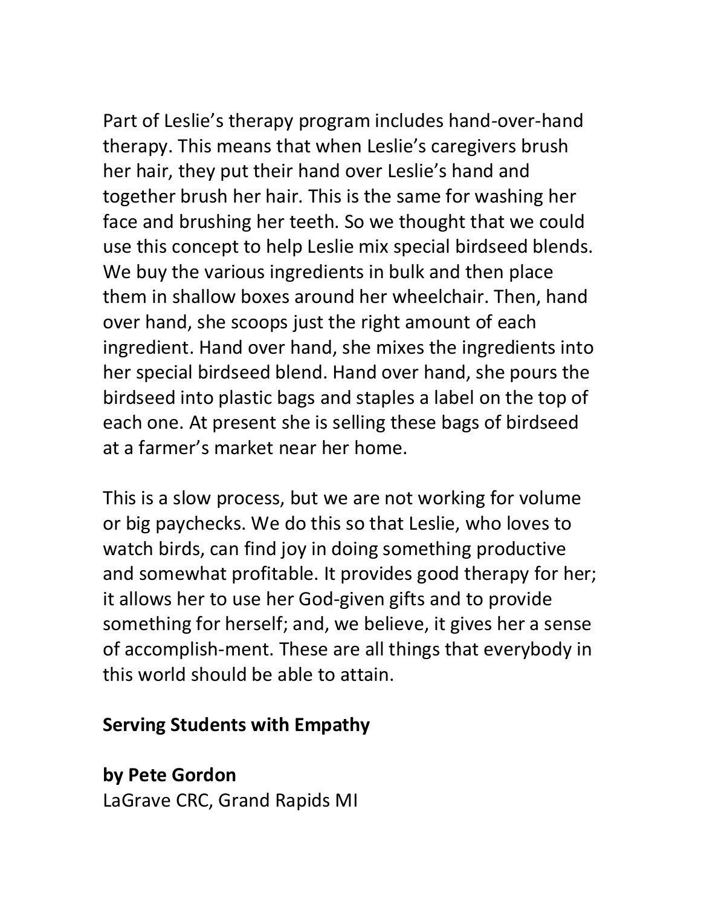Part of Leslie's therapy program includes hand-over-hand therapy. This means that when Leslie's caregivers brush her hair, they put their hand over Leslie's hand and together brush her hair. This is the same for washing her face and brushing her teeth. So we thought that we could use this concept to help Leslie mix special birdseed blends. We buy the various ingredients in bulk and then place them in shallow boxes around her wheelchair. Then, hand over hand, she scoops just the right amount of each ingredient. Hand over hand, she mixes the ingredients into her special birdseed blend. Hand over hand, she pours the birdseed into plastic bags and staples a label on the top of each one. At present she is selling these bags of birdseed at a farmer's market near her home.

This is a slow process, but we are not working for volume or big paychecks. We do this so that Leslie, who loves to watch birds, can find joy in doing something productive and somewhat profitable. It provides good therapy for her; it allows her to use her God-given gifts and to provide something for herself; and, we believe, it gives her a sense of accomplish-ment. These are all things that everybody in this world should be able to attain.

## Serving Students with Empathy

**by Pete Gordon**
LaGrave CRC, Grand Rapids MI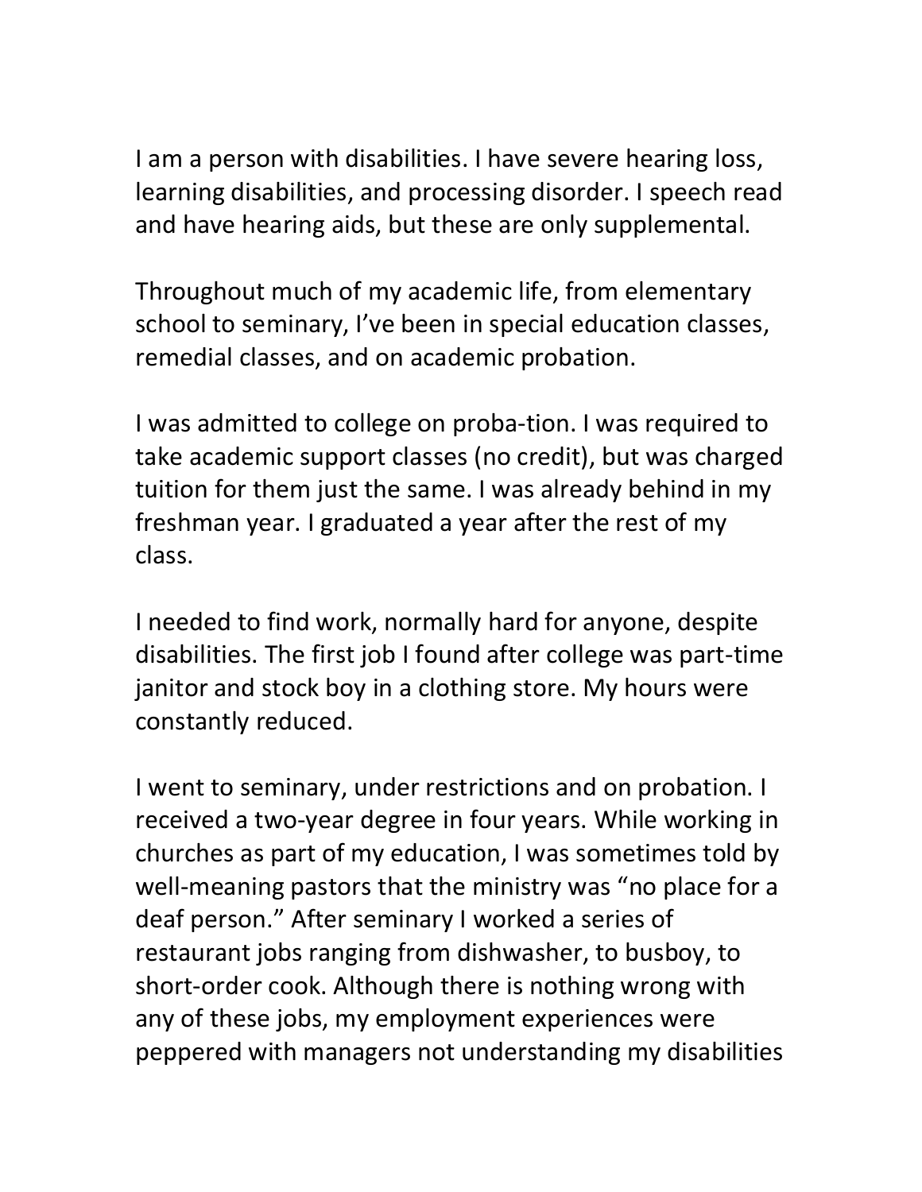I am a person with disabilities. I have severe hearing loss, learning disabilities, and processing disorder. I speech read and have hearing aids, but these are only supplemental.

Throughout much of my academic life, from elementary school to seminary, I've been in special education classes, remedial classes, and on academic probation.

I was admitted to college on proba-tion. I was required to take academic support classes (no credit), but was charged tuition for them just the same. I was already behind in my freshman year. I graduated a year after the rest of my class.

I needed to find work, normally hard for anyone, despite disabilities. The first job I found after college was part-time janitor and stock boy in a clothing store. My hours were constantly reduced.

I went to seminary, under restrictions and on probation. I received a two-year degree in four years. While working in churches as part of my education, I was sometimes told by well-meaning pastors that the ministry was "no place for a deaf person." After seminary I worked a series of restaurant jobs ranging from dishwasher, to busboy, to short-order cook. Although there is nothing wrong with any of these jobs, my employment experiences were peppered with managers not understanding my disabilities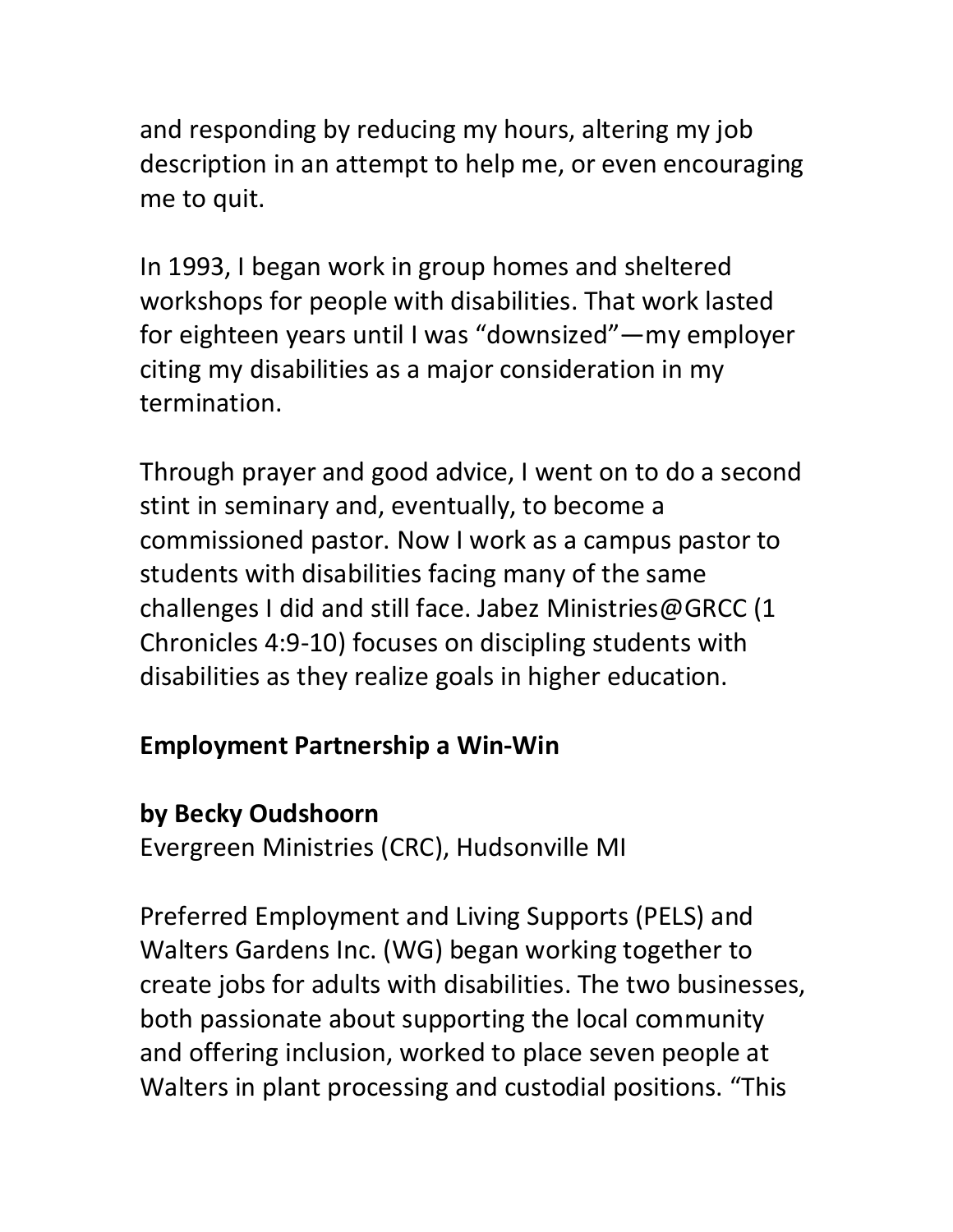and responding by reducing my hours, altering my job description in an attempt to help me, or even encouraging me to quit.

In 1993, I began work in group homes and sheltered workshops for people with disabilities. That work lasted for eighteen years until I was "downsized"—my employer citing my disabilities as a major consideration in my termination.

Through prayer and good advice, I went on to do a second stint in seminary and, eventually, to become a commissioned pastor. Now I work as a campus pastor to students with disabilities facing many of the same challenges I did and still face. Jabez Ministries@GRCC (1 Chronicles 4:9-10) focuses on discipling students with disabilities as they realize goals in higher education.

## Employment Partnership a Win-Win

**by Becky Oudshoorn**
Evergreen Ministries (CRC), Hudsonville MI

Preferred Employment and Living Supports (PELS) and Walters Gardens Inc. (WG) began working together to create jobs for adults with disabilities. The two businesses, both passionate about supporting the local community and offering inclusion, worked to place seven people at Walters in plant processing and custodial positions. "This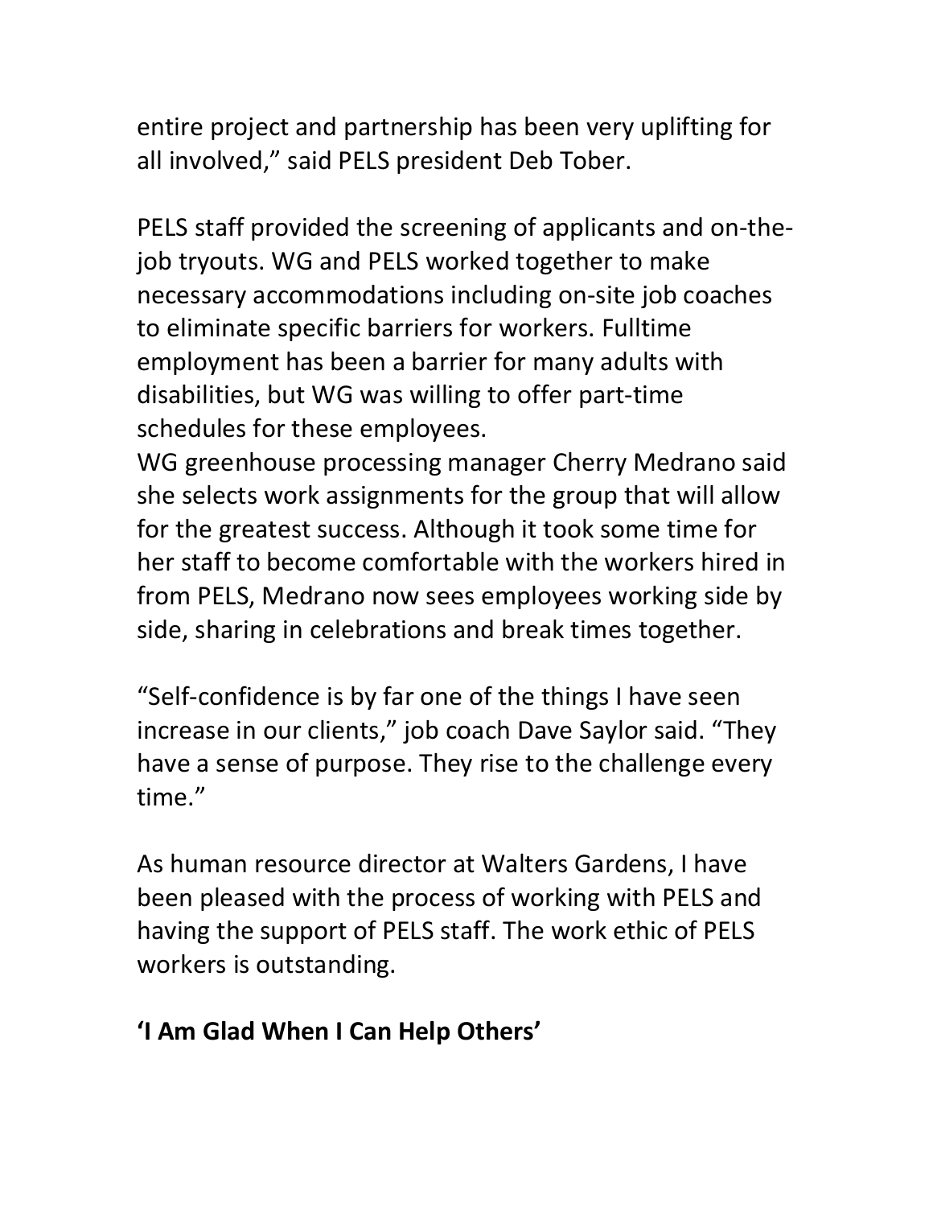entire project and partnership has been very uplifting for all involved," said PELS president Deb Tober.

PELS staff provided the screening of applicants and on-the-job tryouts. WG and PELS worked together to make necessary accommodations including on-site job coaches to eliminate specific barriers for workers. Fulltime employment has been a barrier for many adults with disabilities, but WG was willing to offer part-time schedules for these employees.

WG greenhouse processing manager Cherry Medrano said she selects work assignments for the group that will allow for the greatest success. Although it took some time for her staff to become comfortable with the workers hired in from PELS, Medrano now sees employees working side by side, sharing in celebrations and break times together.

"Self-confidence is by far one of the things I have seen increase in our clients," job coach Dave Saylor said. "They have a sense of purpose. They rise to the challenge every time."

As human resource director at Walters Gardens, I have been pleased with the process of working with PELS and having the support of PELS staff. The work ethic of PELS workers is outstanding.

**'I Am Glad When I Can Help Others'**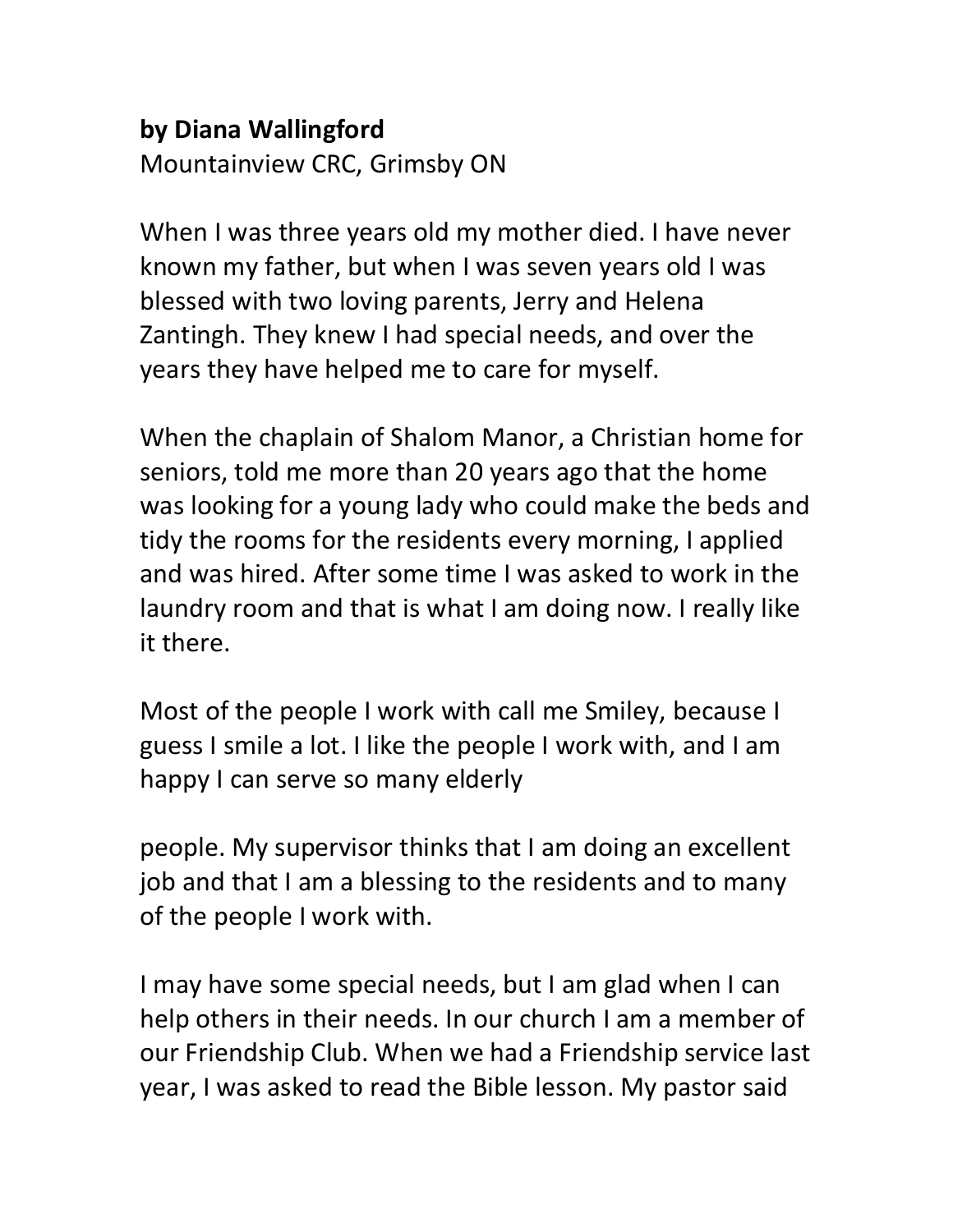**by Diana Wallingford**
Mountainview CRC, Grimsby ON

When I was three years old my mother died. I have never known my father, but when I was seven years old I was blessed with two loving parents, Jerry and Helena Zantingh. They knew I had special needs, and over the years they have helped me to care for myself.

When the chaplain of Shalom Manor, a Christian home for seniors, told me more than 20 years ago that the home was looking for a young lady who could make the beds and tidy the rooms for the residents every morning, I applied and was hired. After some time I was asked to work in the laundry room and that is what I am doing now. I really like it there.

Most of the people I work with call me Smiley, because I guess I smile a lot. I like the people I work with, and I am happy I can serve so many elderly

people. My supervisor thinks that I am doing an excellent job and that I am a blessing to the residents and to many of the people I work with.

I may have some special needs, but I am glad when I can help others in their needs. In our church I am a member of our Friendship Club. When we had a Friendship service last year, I was asked to read the Bible lesson. My pastor said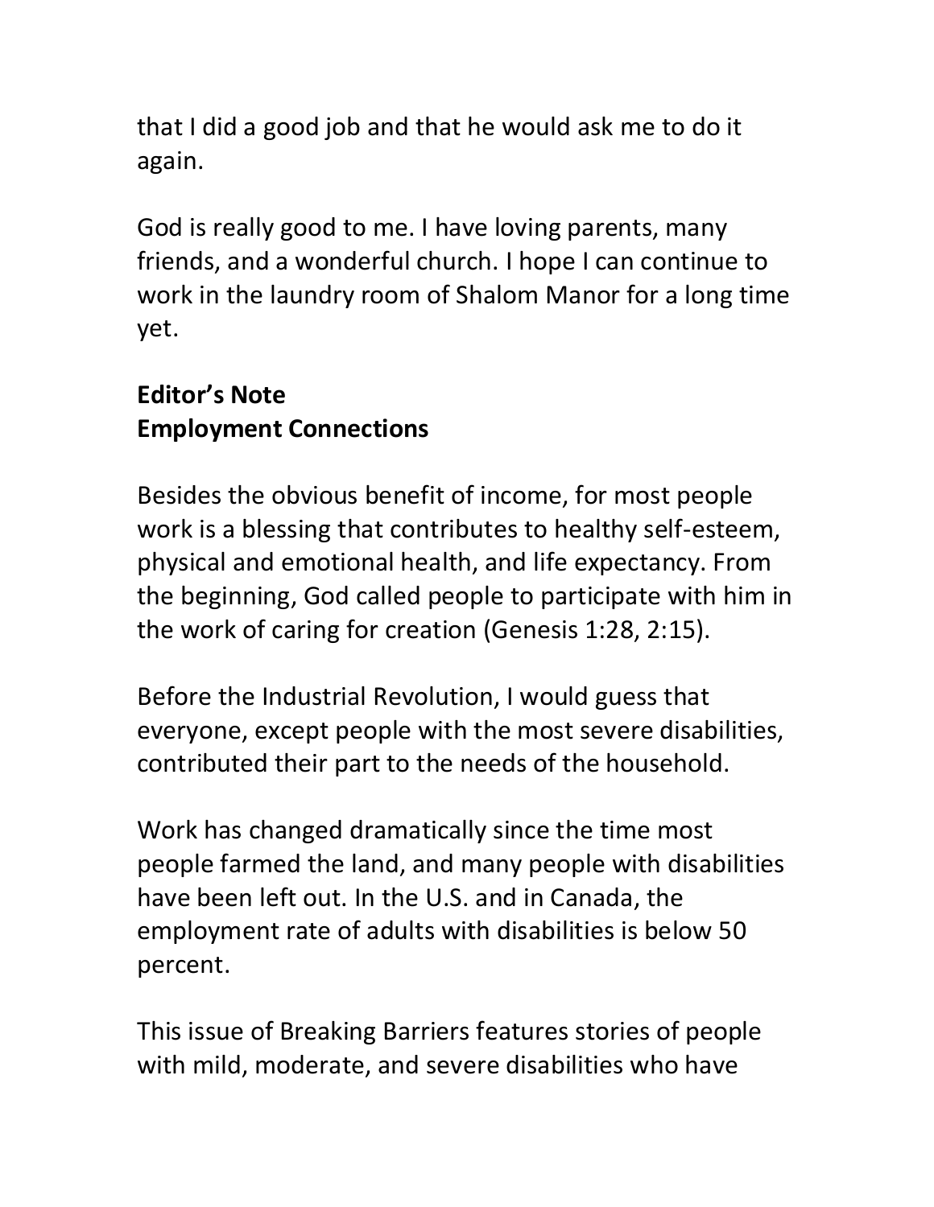that I did a good job and that he would ask me to do it again.

God is really good to me. I have loving parents, many friends, and a wonderful church. I hope I can continue to work in the laundry room of Shalom Manor for a long time yet.

**Editor's Note**
**Employment Connections**

Besides the obvious benefit of income, for most people work is a blessing that contributes to healthy self-esteem, physical and emotional health, and life expectancy. From the beginning, God called people to participate with him in the work of caring for creation (Genesis 1:28, 2:15).

Before the Industrial Revolution, I would guess that everyone, except people with the most severe disabilities, contributed their part to the needs of the household.

Work has changed dramatically since the time most people farmed the land, and many people with disabilities have been left out. In the U.S. and in Canada, the employment rate of adults with disabilities is below 50 percent.

This issue of Breaking Barriers features stories of people with mild, moderate, and severe disabilities who have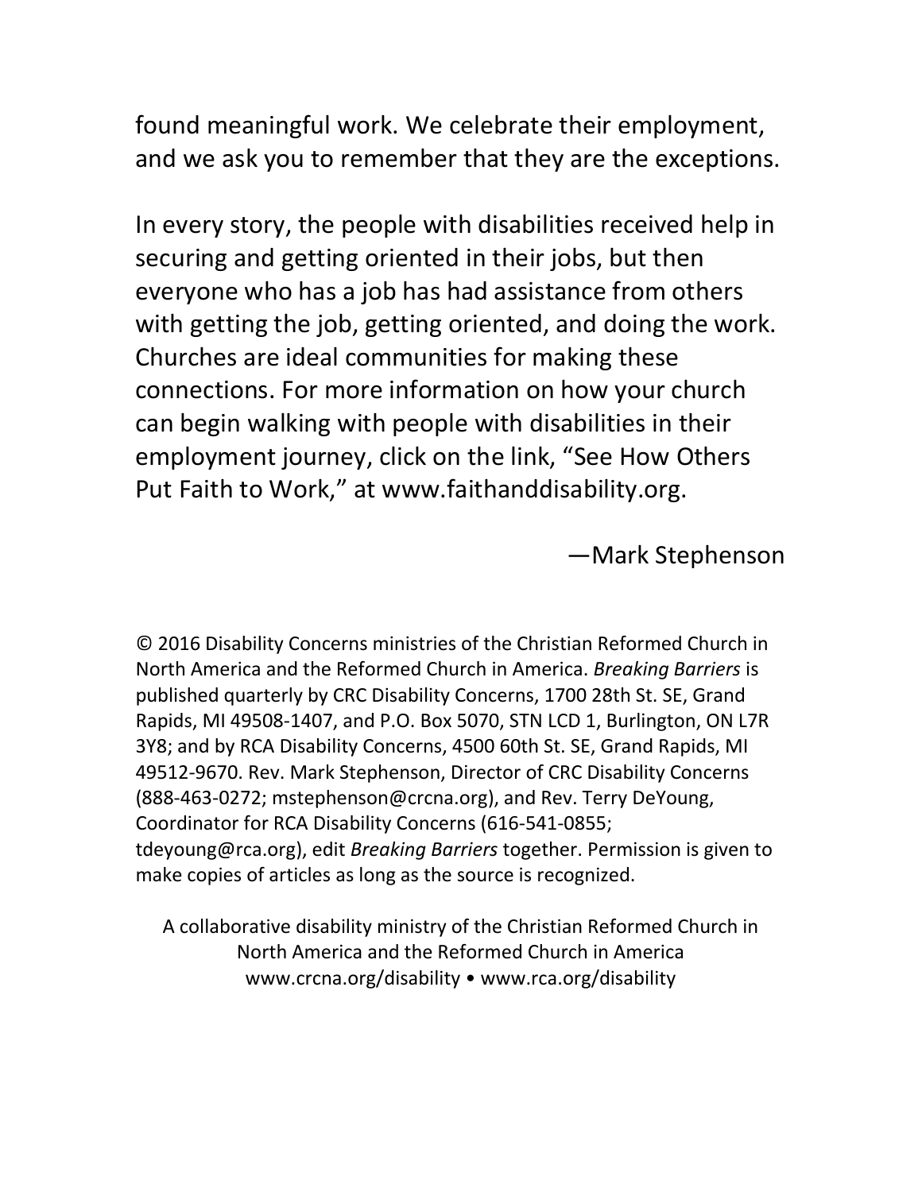found meaningful work. We celebrate their employment, and we ask you to remember that they are the exceptions.

In every story, the people with disabilities received help in securing and getting oriented in their jobs, but then everyone who has a job has had assistance from others with getting the job, getting oriented, and doing the work. Churches are ideal communities for making these connections. For more information on how your church can begin walking with people with disabilities in their employment journey, click on the link, "See How Others Put Faith to Work," at www.faithanddisability.org.

—Mark Stephenson

© 2016 Disability Concerns ministries of the Christian Reformed Church in North America and the Reformed Church in America. *Breaking Barriers* is published quarterly by CRC Disability Concerns, 1700 28th St. SE, Grand Rapids, MI 49508-1407, and P.O. Box 5070, STN LCD 1, Burlington, ON L7R 3Y8; and by RCA Disability Concerns, 4500 60th St. SE, Grand Rapids, MI 49512-9670. Rev. Mark Stephenson, Director of CRC Disability Concerns (888-463-0272; mstephenson@crcna.org), and Rev. Terry DeYoung, Coordinator for RCA Disability Concerns (616-541-0855; tdeyoung@rca.org), edit *Breaking Barriers* together. Permission is given to make copies of articles as long as the source is recognized.

A collaborative disability ministry of the Christian Reformed Church in North America and the Reformed Church in America
www.crcna.org/disability • www.rca.org/disability